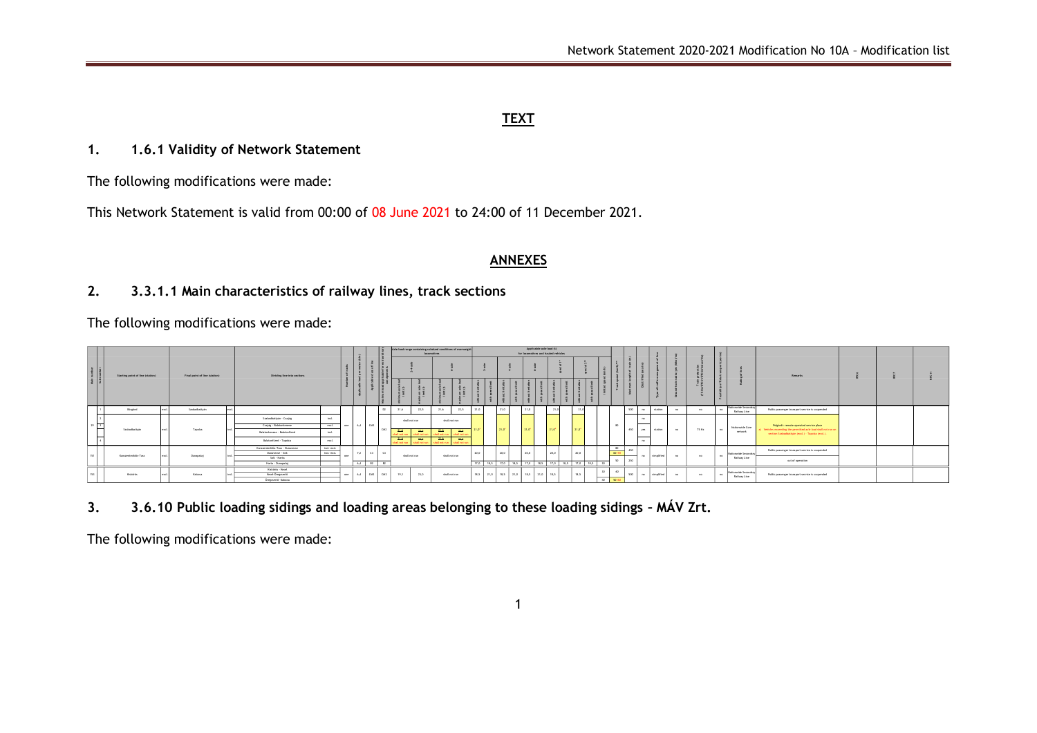## TEXT

### 1. 1.6.1 Validity of Network Statement

The following modifications were made:

This Network Statement is valid from 00:00 of 08 June 2021 to 24:00 of 11 December 2021.

## ANNEXES

### 2. 3.3.1.1 Main characteristics of railway lines, track sections

The following modifications were made:

| Line number | Subnumber | Starting point of line (station) | | Final point of line (station) | | Dividing line intersections | | Number of tracks | Applicable load per meter (t/m) | Applicable axle load category | Maximum load category | Axle load range containing calculated conditions of overweight locomotives: 2-4 axle, minimum axle load (t) | 2-4 axle, maximum axle load (t) | 6 axle, minimum axle load (t) | 6 axle, maximum axle load (t) | Applicable axle load (t) for locomotives and hauled vehicles | Limited speed (km/h) | Track speed (km/h) | Maximum length of train (m) | Electrified | Type of traffic management | Ground train radio | Train protection | Possibility of train | Ranking of lines | Remarks | RFC6 | RFC7 | RFC11 |
|---|---|---|---|---|---|---|---|---|---|---|---|---|---|---|---|---|---|---|---|---|---|---|---|---|---|---|---|---|---|
| | 1 | Börgönd | excl. | Szabadbattyán | excl. | | | | | | D2 | 21,6 | 22,5 | 21,6 | 22,5 | 21,0 / 21,0 / 21,0 / 21,0 / 21,0 | | | 500 | no | station | no | no | no | Nationwide Secondary Railway Line | Public passenger transport service is suspended | | | |
| 29 | 2 | Szabadbattyán | excl. | Tapolca | incl. | Szabadbattyán - Csajág | incl. | one | 6,4 | D4 | D4 | shall not run / 21,0 shall not run / 21,0 shall not run | shall not run / 22,5 shall not run / 22,5 shall not run | shall not run / 21,0 shall not run / 21,0 shall not run | shall not run / 22,5 shall not run / 22,5 shall not run | 21,0* / 21,0* / 21,0* / 21,0* / 21,0* | | 80 | 450 | no / yes / no | station | no | TS 9x | no | Nationwide Core network | Polgárdi: remote operated service place; a) Vehicles exceeding the permitted axle load shall not run on section Szabadbattyán (excl.) - Tapolca (incl.) | | | |
| | 3 | | | | | Csajág - Balatonkenese | excl. | | | | | | | | | | | | | | | | | | | | | | |
| | | | | | | Balatonkenese - Balatonfüred | incl. | | | | | | | | | | | | | | | | | | | | | | |
| | 4 | | | | | Balatonfüred - Tapolca | excl. | | | | | | | | | | | | | | | | | | | | | | |
| 151 | | Kunszentmiklós-Tass | excl. | Dunapataj | incl. | Kunszentmiklós-Tass - Dunaegyháza | incl.-excl. | one | 7,2 | C2 | C2 | shall not run | | shall not run | | 20,0 / 20,0 / 20,0 / 20,0 / 20,0 | | 80 / 60 | 450 | no | simplified | no | no | no | Nationwide Secondary Railway Line | Public passenger transport service is suspended | | | |
| | | | | | | Dunaegyháza - Solt | incl.-excl. | | | | | | | | | | | | | | | | | | | | | | |
| | | | | | | Solt - Harta | | | | | | | | | | | | 50 | 250 | | | | | | | | | | |
| | | | | | | Harta - Dunapataj | | | 6,4 | B2 | B2 | | | | | 17,0 / 18,5 / 17,0 / 18,5 / 17,0 / 18,5 / 17,0 / 18,5 / 17,0 / 18,5 | 60 | | | | | | | | | out of operation | | | |
| 153 | | Kiskőrös | excl. | Kalocsa | incl. | Kiskőrös - Ameli | | one | 6,4 | D4 | D4 | 19,1 | 23,0 | shall not run | | 18,5 / 21,0 / 18,5 / 21,0 / 18,5 / 21,0 / 18,5 / 18,5 | 50 | 60 | 500 | no | simplified | no | no | no | Nationwide Secondary Railway Line | Public passenger transport service is suspended | | | |
| | | | | | | Ameli - Öregcsertő | | | | | | | | | | | 60 | 50 / 40 | | | | | | | | | | | |
| | | | | | | Öregcsertő - Kalocsa | | | | | | | | | | | | | | | | | | | | | | | |

### 3. 3.6.10 Public loading sidings and loading areas belonging to these loading sidings – MÁV Zrt.

The following modifications were made: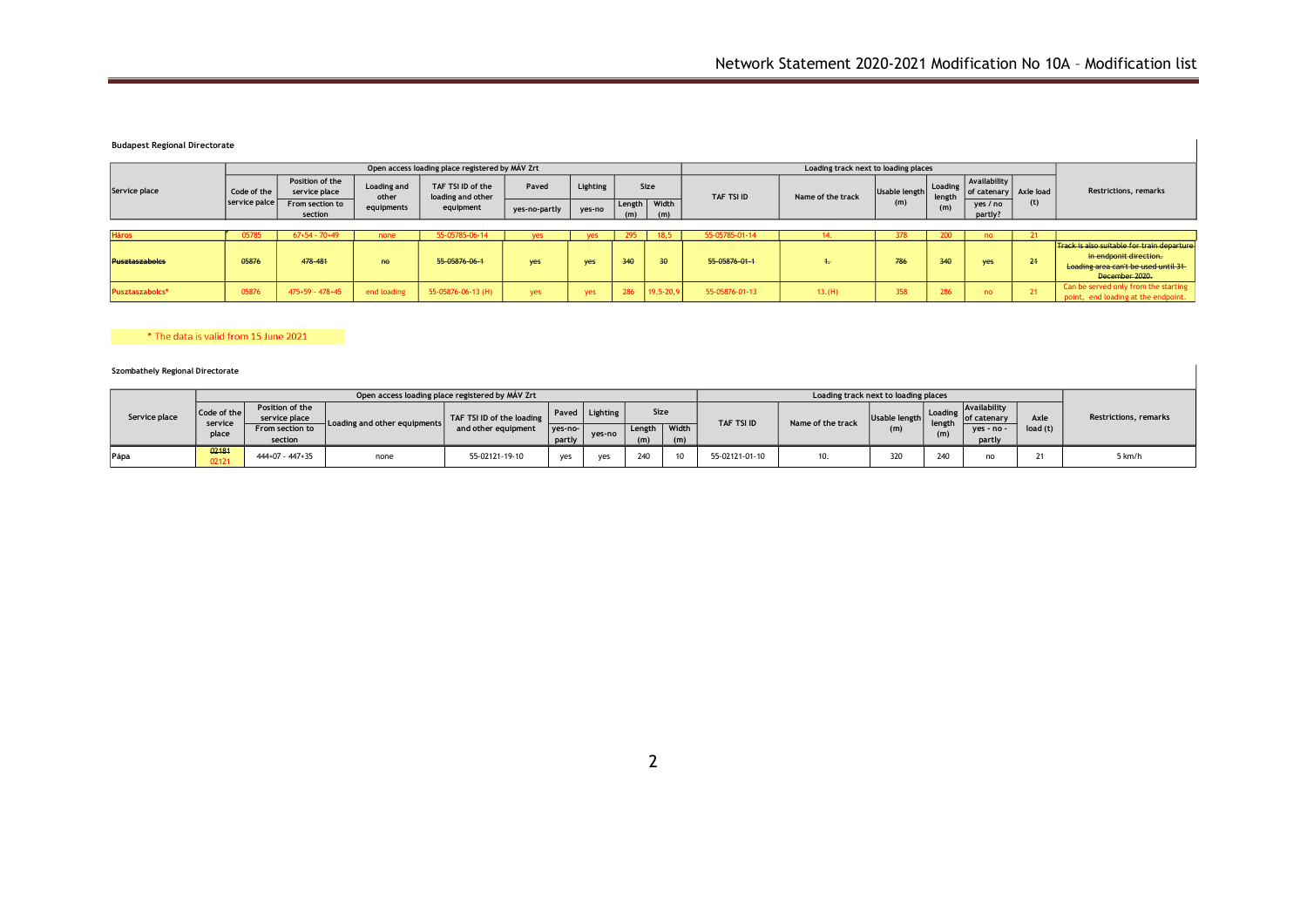### Budapest Regional Directorate

| Service place | Open access loading place registered by MÁV Zrt | | | | | | | | Loading track next to loading places | | | | | | Restrictions, remarks |
|---|---|---|---|---|---|---|---|---|---|---|---|---|---|---|---|
| | Code of the service palce | Position of the service place | Loading and other equipments | TAF TSI ID of the loading and other equipment | Paved | Lighting | Size | | TAF TSI ID | Name of the track | Usable length (m) | Loading length (m) | Availability of catenary | Axle load (t) | |
| | | From section to section | | | yes-no-partly | yes-no | Length (m) | Width (m) | | | | | yes / no partly? | | |
| Háros | 05785 | 67+54 - 70+49 | none | 55-05785-06-14 | yes | yes | 295 | 18,5 | 55-05785-01-14 | 14. | 378 | 200 | no | 21 | |
| ~~Pusztaszabolcs~~ | ~~05876~~ | ~~478-481~~ | ~~no~~ | ~~55-05876-06-1~~ | ~~yes~~ | ~~yes~~ | ~~340~~ | ~~30~~ | ~~55-05876-01-1~~ | ~~1.~~ | ~~786~~ | ~~340~~ | ~~yes~~ | ~~21~~ | ~~Track is also suitable for train departure in endponit direction. Loading area can't be used until 31 December 2020.~~ |
| Pusztaszabolcs* | 05876 | 475+59 - 478+45 | end loading | 55-05876-06-13 (H) | yes | yes | 286 | 19,5-20,9 | 55-05876-01-13 | 13. (H) | 358 | 286 | no | 21 | Can be served only from the starting point, end loading at the endpoint. |

\* The data is valid from 15 June 2021

### Szombathely Regional Directorate

| Service place | Open access loading place registered by MÁV Zrt | | | | | | | | Loading track next to loading places | | | | | | Restrictions, remarks |
|---|---|---|---|---|---|---|---|---|---|---|---|---|---|---|---|
| | Code of the service place | Position of the service place | Loading and other equipments | TAF TSI ID of the loading and other equipment | Paved | Lighting | Size | | TAF TSI ID | Name of the track | Usable length (m) | Loading length (m) | Availability of catenary | Axle load (t) | |
| | | From section to section | | | yes-no-partly | yes-no | Length (m) | Width (m) | | | | | yes - no - partly | | |
| Pápa | ~~02181~~ 02121 | 444+07 - 447+35 | none | 55-02121-19-10 | yes | yes | 240 | 10 | 55-02121-01-10 | 10. | 320 | 240 | no | 21 | 5 km/h |